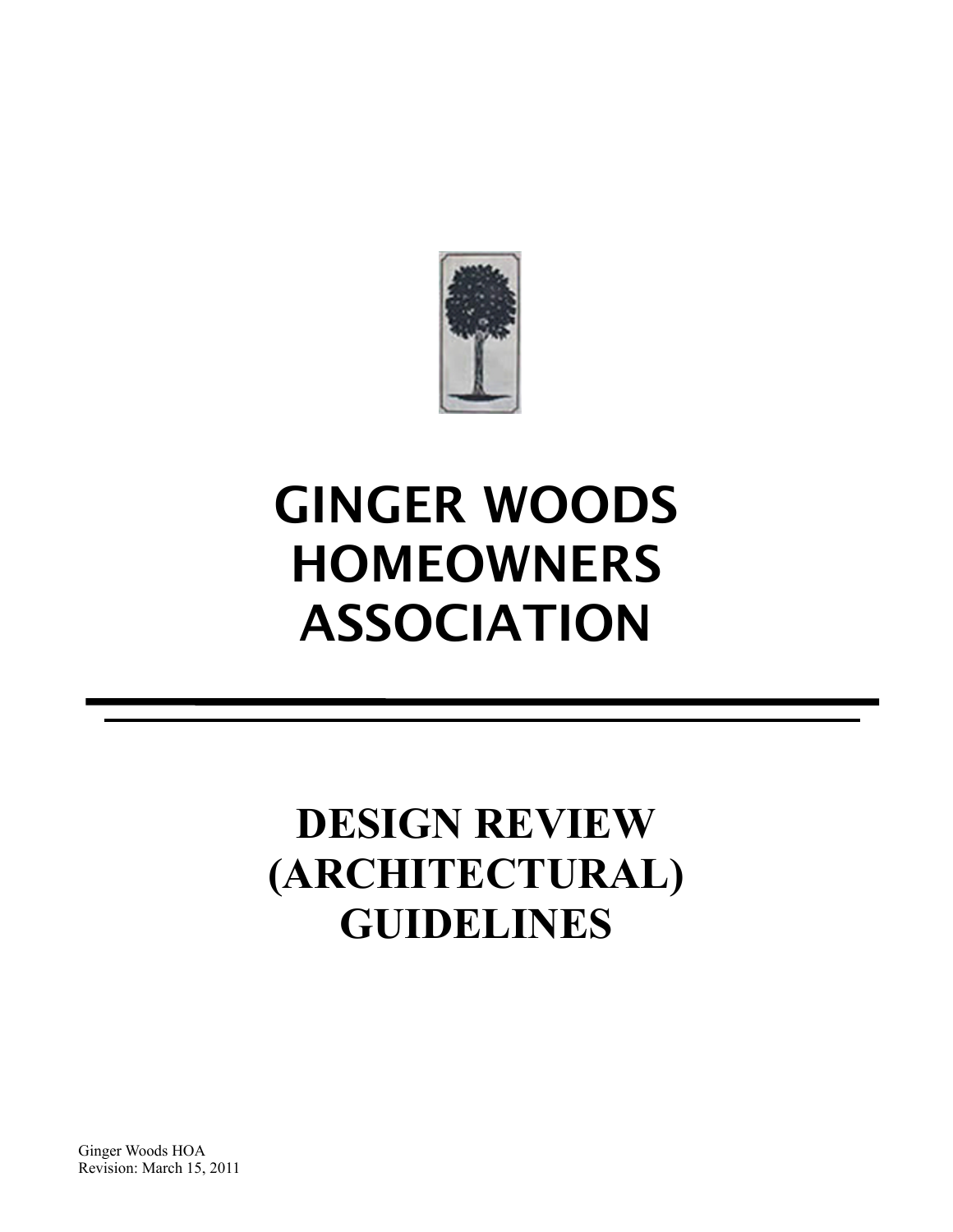# GINGER WOODS HOMEOWNERS ASSOCIATION

---

# DESIGN REVIEW (ARCHITECTURAL) GUIDELINES

Ginger Woods HOA
Revision: March 15, 2011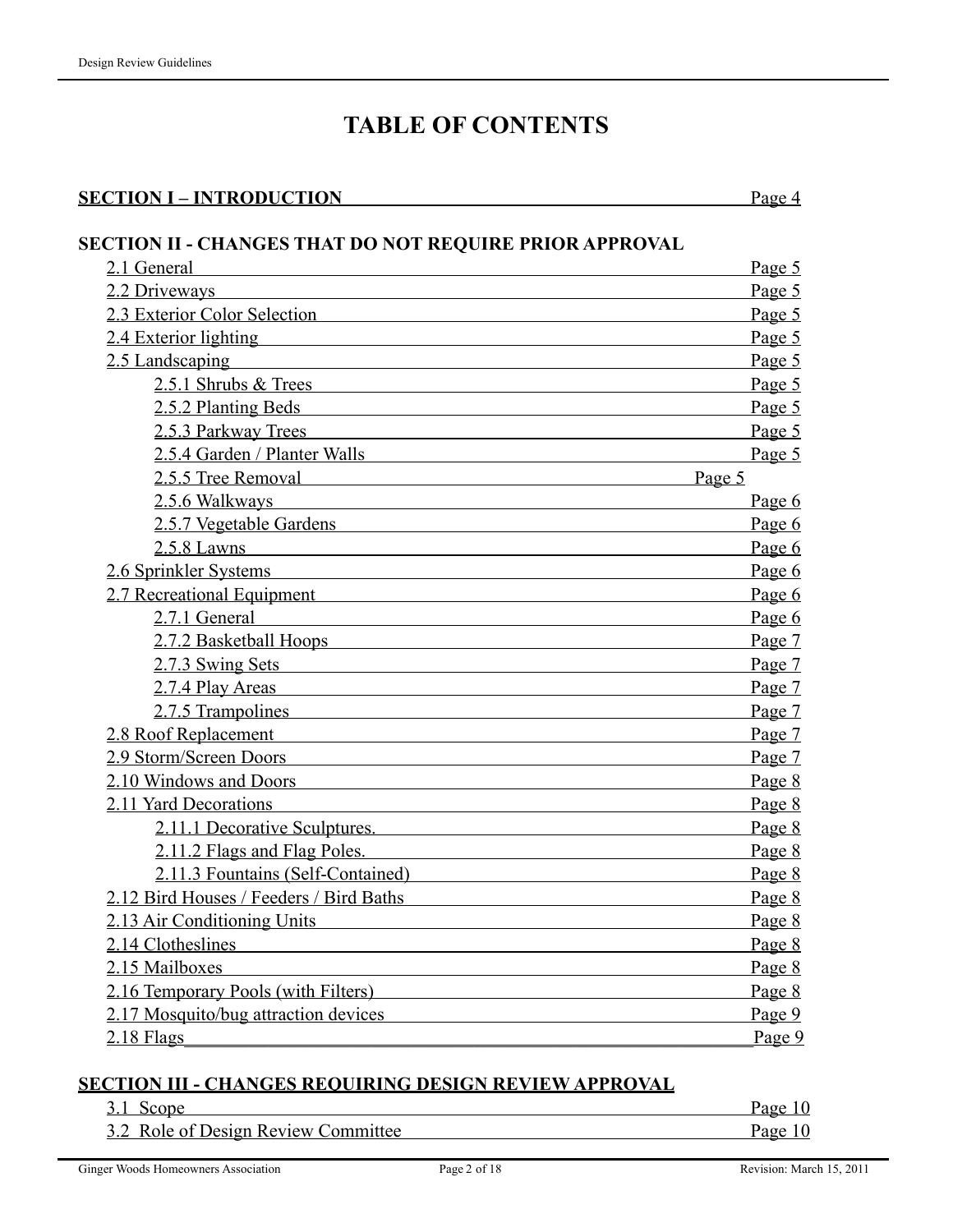# TABLE OF CONTENTS

**SECTION I – INTRODUCTION** Page 4

**SECTION II - CHANGES THAT DO NOT REQUIRE PRIOR APPROVAL**

- 2.1 General Page 5
- 2.2 Driveways Page 5
- 2.3 Exterior Color Selection Page 5
- 2.4 Exterior lighting Page 5
- 2.5 Landscaping Page 5
  - 2.5.1 Shrubs & Trees Page 5
  - 2.5.2 Planting Beds Page 5
  - 2.5.3 Parkway Trees Page 5
  - 2.5.4 Garden / Planter Walls Page 5
  - 2.5.5 Tree Removal Page 5
  - 2.5.6 Walkways Page 6
  - 2.5.7 Vegetable Gardens Page 6
  - 2.5.8 Lawns Page 6
- 2.6 Sprinkler Systems Page 6
- 2.7 Recreational Equipment Page 6
  - 2.7.1 General Page 6
  - 2.7.2 Basketball Hoops Page 7
  - 2.7.3 Swing Sets Page 7
  - 2.7.4 Play Areas Page 7
  - 2.7.5 Trampolines Page 7
- 2.8 Roof Replacement Page 7
- 2.9 Storm/Screen Doors Page 7
- 2.10 Windows and Doors Page 8
- 2.11 Yard Decorations Page 8
  - 2.11.1 Decorative Sculptures. Page 8
  - 2.11.2 Flags and Flag Poles. Page 8
  - 2.11.3 Fountains (Self-Contained) Page 8
- 2.12 Bird Houses / Feeders / Bird Baths Page 8
- 2.13 Air Conditioning Units Page 8
- 2.14 Clotheslines Page 8
- 2.15 Mailboxes Page 8
- 2.16 Temporary Pools (with Filters) Page 8
- 2.17 Mosquito/bug attraction devices Page 9
- 2.18 Flags Page 9

**SECTION III - CHANGES REQUIRING DESIGN REVIEW APPROVAL**

- 3.1 Scope Page 10
- 3.2 Role of Design Review Committee Page 10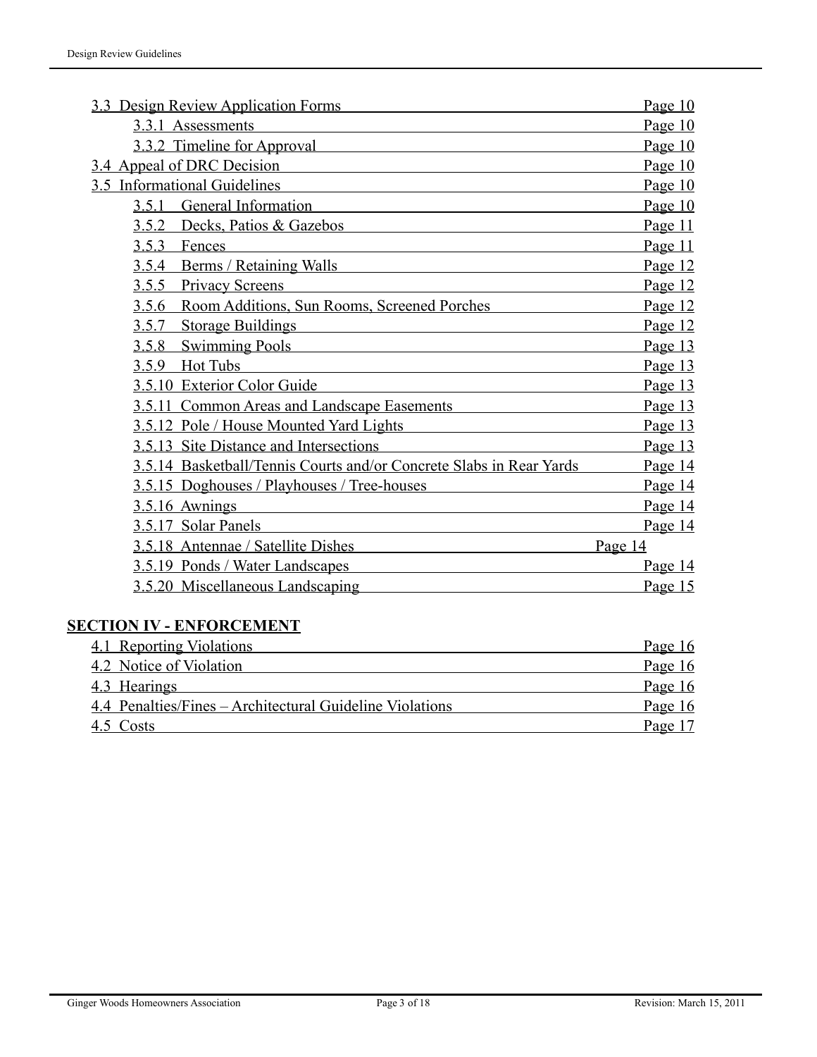3.3 Design Review Application Forms — Page 10
- 3.3.1 Assessments — Page 10
- 3.3.2 Timeline for Approval — Page 10

3.4 Appeal of DRC Decision — Page 10

3.5 Informational Guidelines — Page 10
- 3.5.1 General Information — Page 10
- 3.5.2 Decks, Patios & Gazebos — Page 11
- 3.5.3 Fences — Page 11
- 3.5.4 Berms / Retaining Walls — Page 12
- 3.5.5 Privacy Screens — Page 12
- 3.5.6 Room Additions, Sun Rooms, Screened Porches — Page 12
- 3.5.7 Storage Buildings — Page 12
- 3.5.8 Swimming Pools — Page 13
- 3.5.9 Hot Tubs — Page 13
- 3.5.10 Exterior Color Guide — Page 13
- 3.5.11 Common Areas and Landscape Easements — Page 13
- 3.5.12 Pole / House Mounted Yard Lights — Page 13
- 3.5.13 Site Distance and Intersections — Page 13
- 3.5.14 Basketball/Tennis Courts and/or Concrete Slabs in Rear Yards — Page 14
- 3.5.15 Doghouses / Playhouses / Tree-houses — Page 14
- 3.5.16 Awnings — Page 14
- 3.5.17 Solar Panels — Page 14
- 3.5.18 Antennae / Satellite Dishes — Page 14
- 3.5.19 Ponds / Water Landscapes — Page 14
- 3.5.20 Miscellaneous Landscaping — Page 15

## SECTION IV - ENFORCEMENT

4.1 Reporting Violations — Page 16

4.2 Notice of Violation — Page 16

4.3 Hearings — Page 16

4.4 Penalties/Fines – Architectural Guideline Violations — Page 16

4.5 Costs — Page 17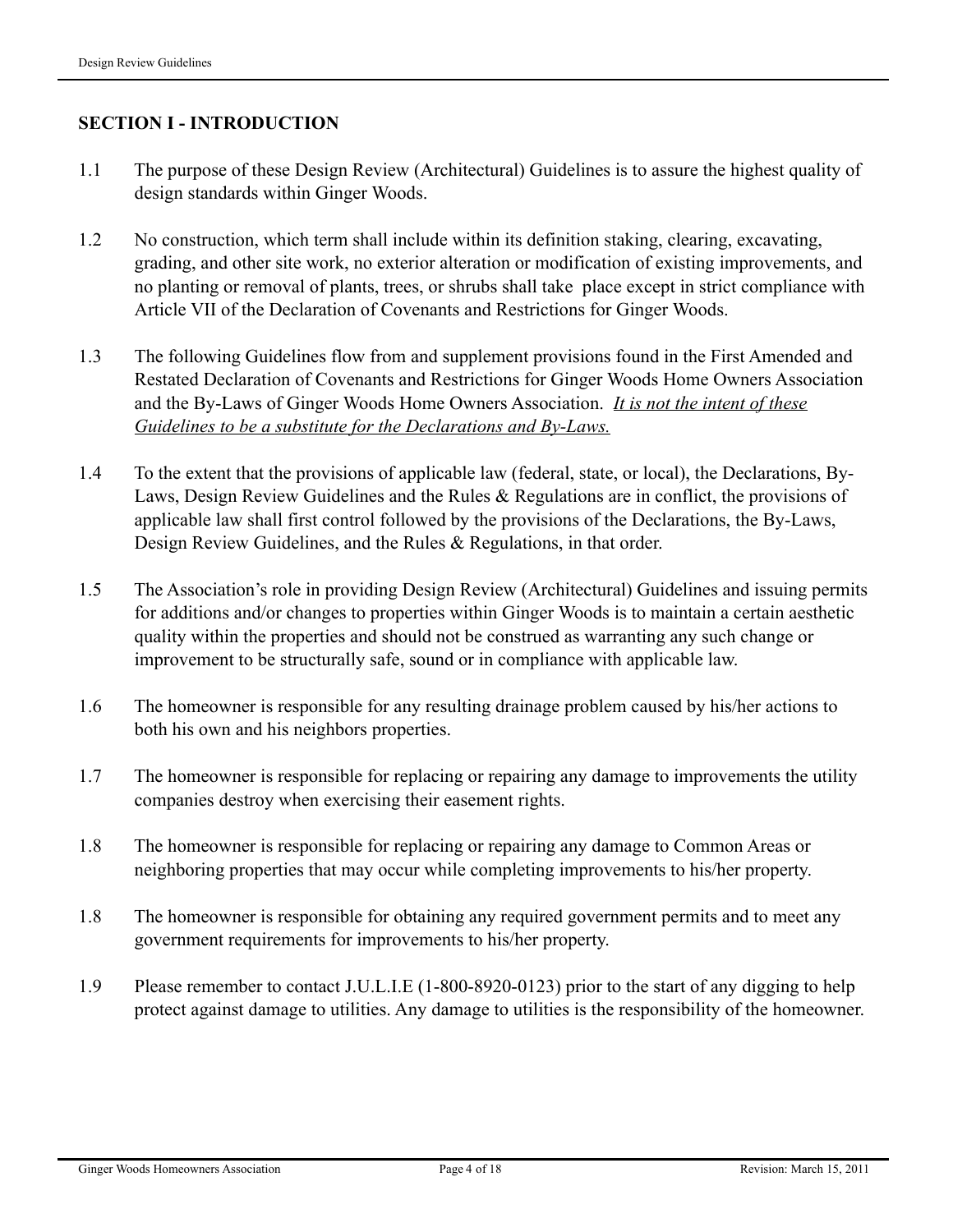## SECTION I - INTRODUCTION

1.1 The purpose of these Design Review (Architectural) Guidelines is to assure the highest quality of design standards within Ginger Woods.

1.2 No construction, which term shall include within its definition staking, clearing, excavating, grading, and other site work, no exterior alteration or modification of existing improvements, and no planting or removal of plants, trees, or shrubs shall take place except in strict compliance with Article VII of the Declaration of Covenants and Restrictions for Ginger Woods.

1.3 The following Guidelines flow from and supplement provisions found in the First Amended and Restated Declaration of Covenants and Restrictions for Ginger Woods Home Owners Association and the By-Laws of Ginger Woods Home Owners Association. *<u>It is not the intent of these Guidelines to be a substitute for the Declarations and By-Laws.</u>*

1.4 To the extent that the provisions of applicable law (federal, state, or local), the Declarations, By-Laws, Design Review Guidelines and the Rules & Regulations are in conflict, the provisions of applicable law shall first control followed by the provisions of the Declarations, the By-Laws, Design Review Guidelines, and the Rules & Regulations, in that order.

1.5 The Association's role in providing Design Review (Architectural) Guidelines and issuing permits for additions and/or changes to properties within Ginger Woods is to maintain a certain aesthetic quality within the properties and should not be construed as warranting any such change or improvement to be structurally safe, sound or in compliance with applicable law.

1.6 The homeowner is responsible for any resulting drainage problem caused by his/her actions to both his own and his neighbors properties.

1.7 The homeowner is responsible for replacing or repairing any damage to improvements the utility companies destroy when exercising their easement rights.

1.8 The homeowner is responsible for replacing or repairing any damage to Common Areas or neighboring properties that may occur while completing improvements to his/her property.

1.8 The homeowner is responsible for obtaining any required government permits and to meet any government requirements for improvements to his/her property.

1.9 Please remember to contact J.U.L.I.E (1-800-8920-0123) prior to the start of any digging to help protect against damage to utilities. Any damage to utilities is the responsibility of the homeowner.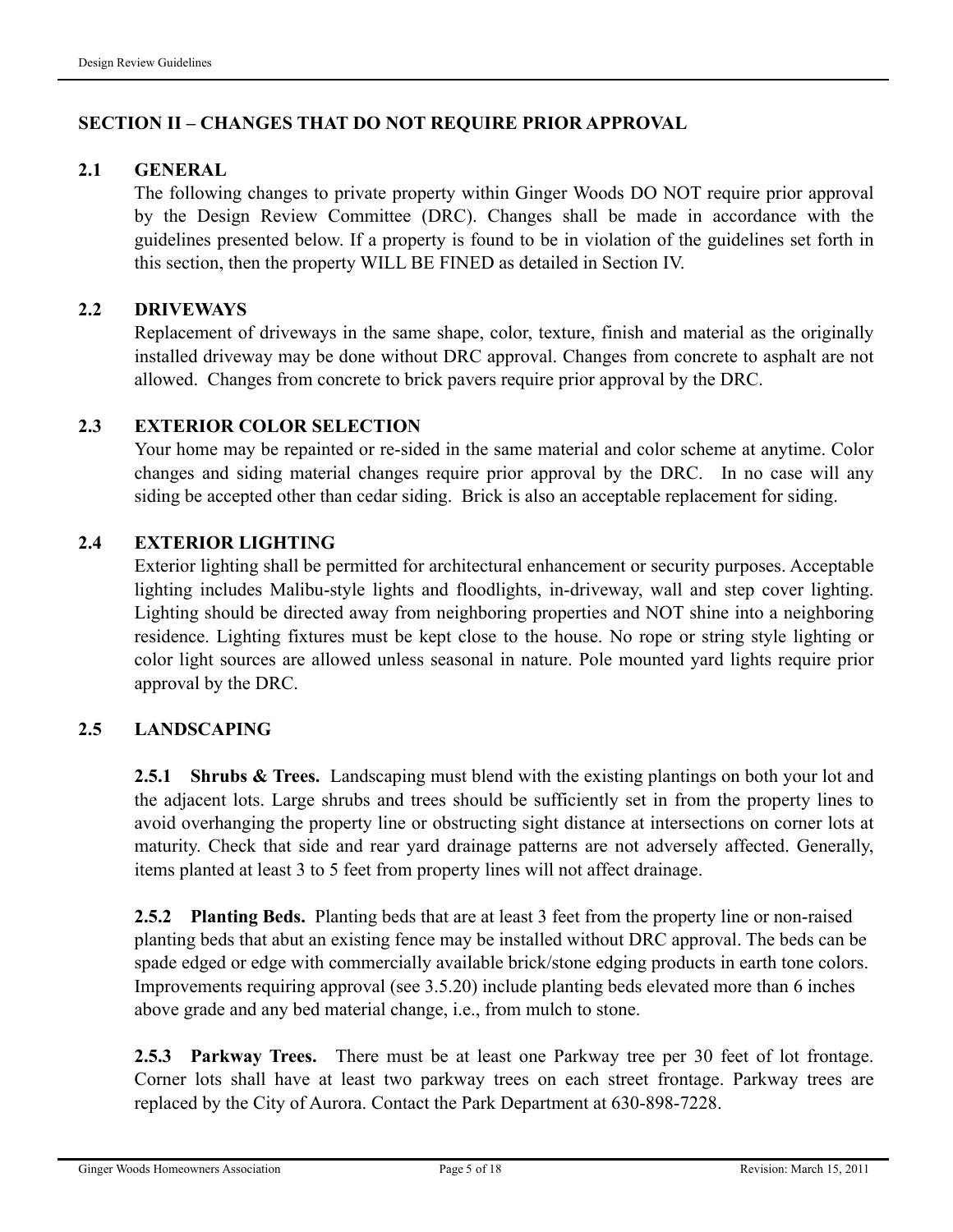## SECTION II – CHANGES THAT DO NOT REQUIRE PRIOR APPROVAL

### 2.1 GENERAL

The following changes to private property within Ginger Woods DO NOT require prior approval by the Design Review Committee (DRC). Changes shall be made in accordance with the guidelines presented below. If a property is found to be in violation of the guidelines set forth in this section, then the property WILL BE FINED as detailed in Section IV.

### 2.2 DRIVEWAYS

Replacement of driveways in the same shape, color, texture, finish and material as the originally installed driveway may be done without DRC approval. Changes from concrete to asphalt are not allowed. Changes from concrete to brick pavers require prior approval by the DRC.

### 2.3 EXTERIOR COLOR SELECTION

Your home may be repainted or re-sided in the same material and color scheme at anytime. Color changes and siding material changes require prior approval by the DRC. In no case will any siding be accepted other than cedar siding. Brick is also an acceptable replacement for siding.

### 2.4 EXTERIOR LIGHTING

Exterior lighting shall be permitted for architectural enhancement or security purposes. Acceptable lighting includes Malibu-style lights and floodlights, in-driveway, wall and step cover lighting. Lighting should be directed away from neighboring properties and NOT shine into a neighboring residence. Lighting fixtures must be kept close to the house. No rope or string style lighting or color light sources are allowed unless seasonal in nature. Pole mounted yard lights require prior approval by the DRC.

### 2.5 LANDSCAPING

**2.5.1 Shrubs & Trees.** Landscaping must blend with the existing plantings on both your lot and the adjacent lots. Large shrubs and trees should be sufficiently set in from the property lines to avoid overhanging the property line or obstructing sight distance at intersections on corner lots at maturity. Check that side and rear yard drainage patterns are not adversely affected. Generally, items planted at least 3 to 5 feet from property lines will not affect drainage.

**2.5.2 Planting Beds.** Planting beds that are at least 3 feet from the property line or non-raised planting beds that abut an existing fence may be installed without DRC approval. The beds can be spade edged or edge with commercially available brick/stone edging products in earth tone colors. Improvements requiring approval (see 3.5.20) include planting beds elevated more than 6 inches above grade and any bed material change, i.e., from mulch to stone.

**2.5.3 Parkway Trees.** There must be at least one Parkway tree per 30 feet of lot frontage. Corner lots shall have at least two parkway trees on each street frontage. Parkway trees are replaced by the City of Aurora. Contact the Park Department at 630-898-7228.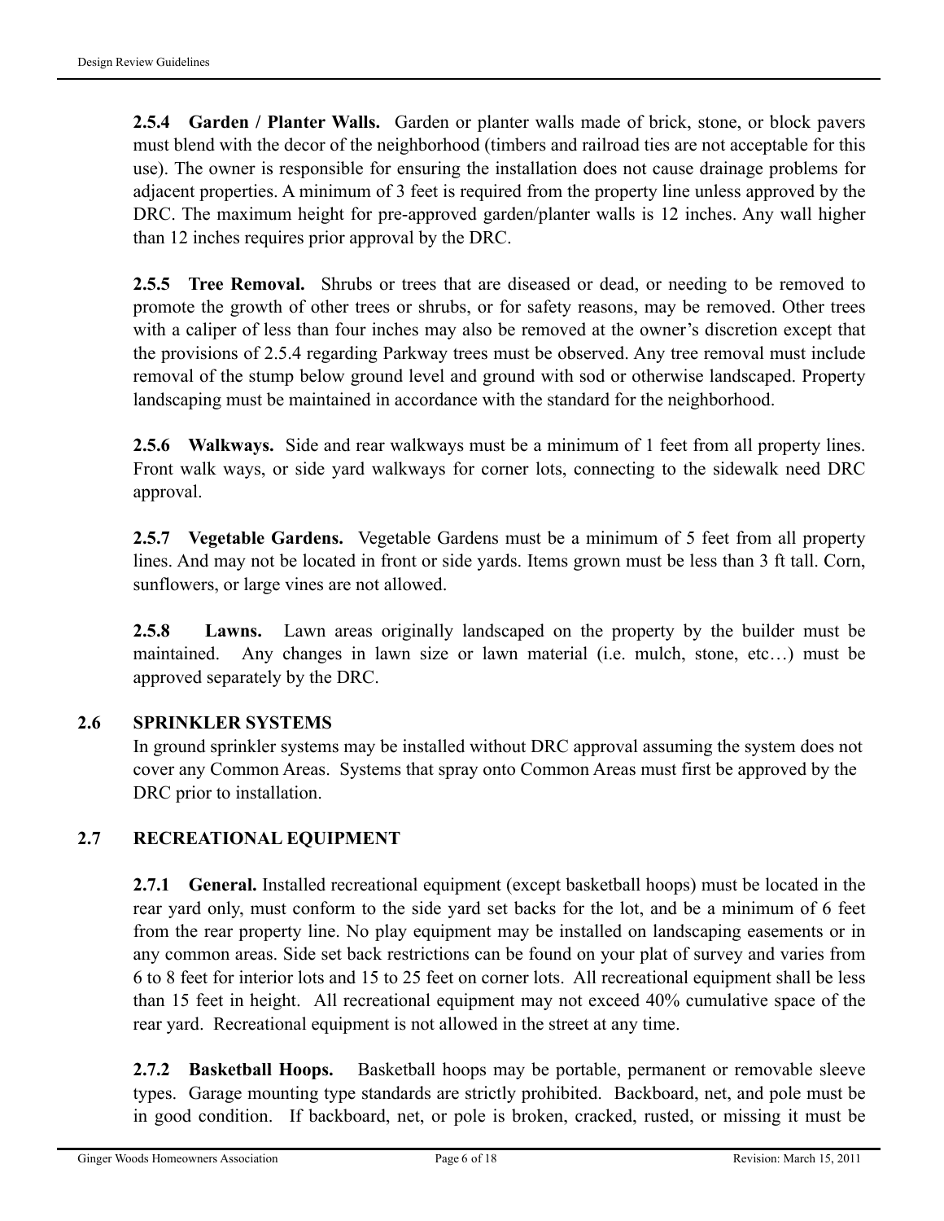**2.5.4 Garden / Planter Walls.** Garden or planter walls made of brick, stone, or block pavers must blend with the decor of the neighborhood (timbers and railroad ties are not acceptable for this use). The owner is responsible for ensuring the installation does not cause drainage problems for adjacent properties. A minimum of 3 feet is required from the property line unless approved by the DRC. The maximum height for pre-approved garden/planter walls is 12 inches. Any wall higher than 12 inches requires prior approval by the DRC.

**2.5.5 Tree Removal.** Shrubs or trees that are diseased or dead, or needing to be removed to promote the growth of other trees or shrubs, or for safety reasons, may be removed. Other trees with a caliper of less than four inches may also be removed at the owner's discretion except that the provisions of 2.5.4 regarding Parkway trees must be observed. Any tree removal must include removal of the stump below ground level and ground with sod or otherwise landscaped. Property landscaping must be maintained in accordance with the standard for the neighborhood.

**2.5.6 Walkways.** Side and rear walkways must be a minimum of 1 feet from all property lines. Front walk ways, or side yard walkways for corner lots, connecting to the sidewalk need DRC approval.

**2.5.7 Vegetable Gardens.** Vegetable Gardens must be a minimum of 5 feet from all property lines. And may not be located in front or side yards. Items grown must be less than 3 ft tall. Corn, sunflowers, or large vines are not allowed.

**2.5.8 Lawns.** Lawn areas originally landscaped on the property by the builder must be maintained. Any changes in lawn size or lawn material (i.e. mulch, stone, etc…) must be approved separately by the DRC.

## 2.6 SPRINKLER SYSTEMS

In ground sprinkler systems may be installed without DRC approval assuming the system does not cover any Common Areas. Systems that spray onto Common Areas must first be approved by the DRC prior to installation.

## 2.7 RECREATIONAL EQUIPMENT

**2.7.1 General.** Installed recreational equipment (except basketball hoops) must be located in the rear yard only, must conform to the side yard set backs for the lot, and be a minimum of 6 feet from the rear property line. No play equipment may be installed on landscaping easements or in any common areas. Side set back restrictions can be found on your plat of survey and varies from 6 to 8 feet for interior lots and 15 to 25 feet on corner lots. All recreational equipment shall be less than 15 feet in height. All recreational equipment may not exceed 40% cumulative space of the rear yard. Recreational equipment is not allowed in the street at any time.

**2.7.2 Basketball Hoops.** Basketball hoops may be portable, permanent or removable sleeve types. Garage mounting type standards are strictly prohibited. Backboard, net, and pole must be in good condition. If backboard, net, or pole is broken, cracked, rusted, or missing it must be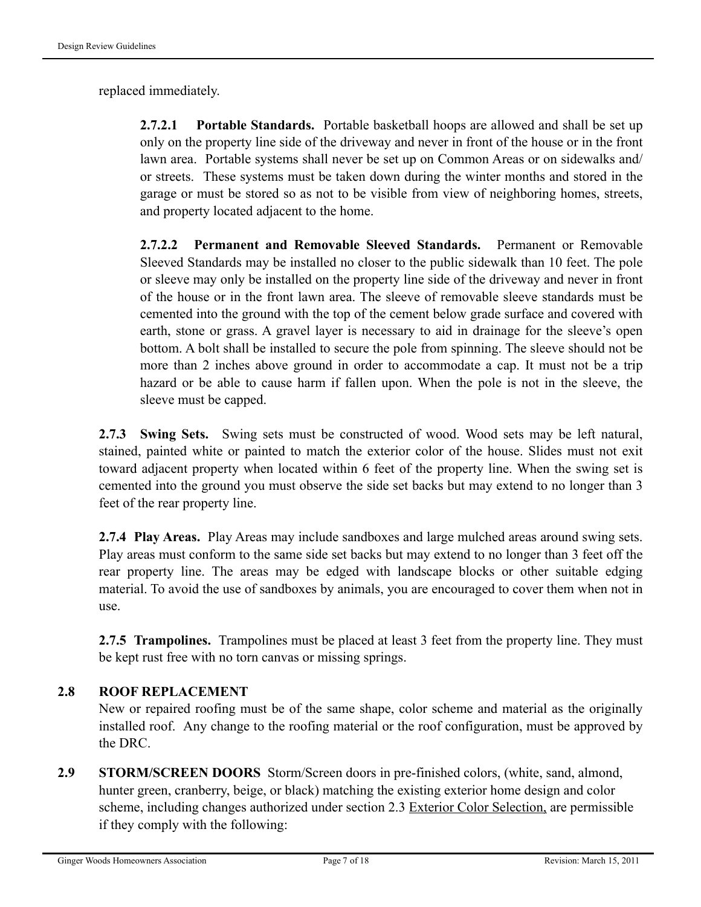replaced immediately.

**2.7.2.1 Portable Standards.** Portable basketball hoops are allowed and shall be set up only on the property line side of the driveway and never in front of the house or in the front lawn area. Portable systems shall never be set up on Common Areas or on sidewalks and/or streets. These systems must be taken down during the winter months and stored in the garage or must be stored so as not to be visible from view of neighboring homes, streets, and property located adjacent to the home.

**2.7.2.2 Permanent and Removable Sleeved Standards.** Permanent or Removable Sleeved Standards may be installed no closer to the public sidewalk than 10 feet. The pole or sleeve may only be installed on the property line side of the driveway and never in front of the house or in the front lawn area. The sleeve of removable sleeve standards must be cemented into the ground with the top of the cement below grade surface and covered with earth, stone or grass. A gravel layer is necessary to aid in drainage for the sleeve's open bottom. A bolt shall be installed to secure the pole from spinning. The sleeve should not be more than 2 inches above ground in order to accommodate a cap. It must not be a trip hazard or be able to cause harm if fallen upon. When the pole is not in the sleeve, the sleeve must be capped.

**2.7.3 Swing Sets.** Swing sets must be constructed of wood. Wood sets may be left natural, stained, painted white or painted to match the exterior color of the house. Slides must not exit toward adjacent property when located within 6 feet of the property line. When the swing set is cemented into the ground you must observe the side set backs but may extend to no longer than 3 feet of the rear property line.

**2.7.4 Play Areas.** Play Areas may include sandboxes and large mulched areas around swing sets. Play areas must conform to the same side set backs but may extend to no longer than 3 feet off the rear property line. The areas may be edged with landscape blocks or other suitable edging material. To avoid the use of sandboxes by animals, you are encouraged to cover them when not in use.

**2.7.5 Trampolines.** Trampolines must be placed at least 3 feet from the property line. They must be kept rust free with no torn canvas or missing springs.

## 2.8 ROOF REPLACEMENT

New or repaired roofing must be of the same shape, color scheme and material as the originally installed roof. Any change to the roofing material or the roof configuration, must be approved by the DRC.

**2.9 STORM/SCREEN DOORS** Storm/Screen doors in pre-finished colors, (white, sand, almond, hunter green, cranberry, beige, or black) matching the existing exterior home design and color scheme, including changes authorized under section 2.3 Exterior Color Selection, are permissible if they comply with the following: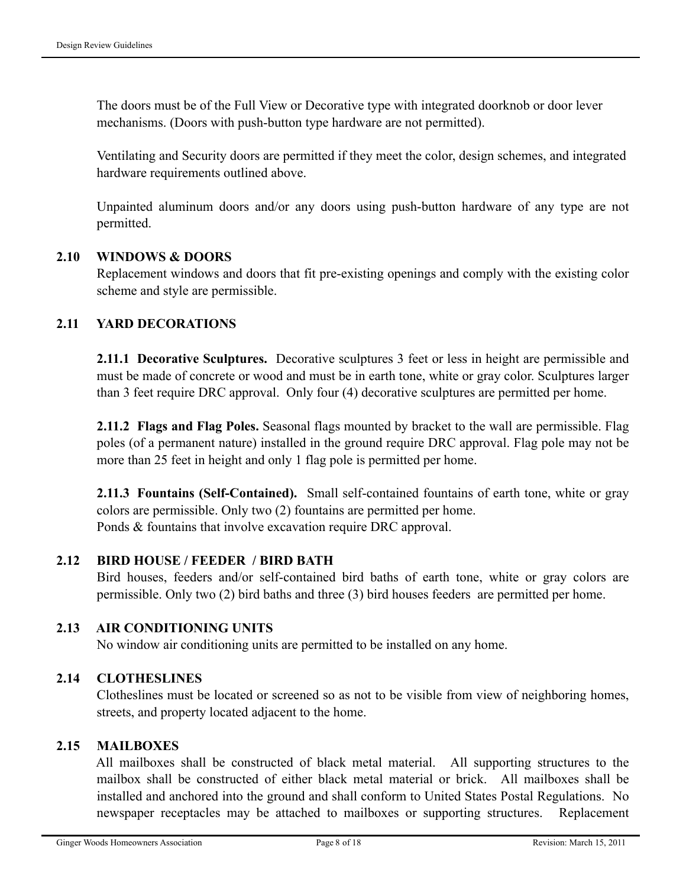The doors must be of the Full View or Decorative type with integrated doorknob or door lever mechanisms. (Doors with push-button type hardware are not permitted).

Ventilating and Security doors are permitted if they meet the color, design schemes, and integrated hardware requirements outlined above.

Unpainted aluminum doors and/or any doors using push-button hardware of any type are not permitted.

## 2.10 WINDOWS & DOORS

Replacement windows and doors that fit pre-existing openings and comply with the existing color scheme and style are permissible.

## 2.11 YARD DECORATIONS

**2.11.1 Decorative Sculptures.** Decorative sculptures 3 feet or less in height are permissible and must be made of concrete or wood and must be in earth tone, white or gray color. Sculptures larger than 3 feet require DRC approval. Only four (4) decorative sculptures are permitted per home.

**2.11.2 Flags and Flag Poles.** Seasonal flags mounted by bracket to the wall are permissible. Flag poles (of a permanent nature) installed in the ground require DRC approval. Flag pole may not be more than 25 feet in height and only 1 flag pole is permitted per home.

**2.11.3 Fountains (Self-Contained).** Small self-contained fountains of earth tone, white or gray colors are permissible. Only two (2) fountains are permitted per home.
Ponds & fountains that involve excavation require DRC approval.

## 2.12 BIRD HOUSE / FEEDER / BIRD BATH

Bird houses, feeders and/or self-contained bird baths of earth tone, white or gray colors are permissible. Only two (2) bird baths and three (3) bird houses feeders are permitted per home.

## 2.13 AIR CONDITIONING UNITS

No window air conditioning units are permitted to be installed on any home.

## 2.14 CLOTHESLINES

Clotheslines must be located or screened so as not to be visible from view of neighboring homes, streets, and property located adjacent to the home.

## 2.15 MAILBOXES

All mailboxes shall be constructed of black metal material. All supporting structures to the mailbox shall be constructed of either black metal material or brick. All mailboxes shall be installed and anchored into the ground and shall conform to United States Postal Regulations. No newspaper receptacles may be attached to mailboxes or supporting structures. Replacement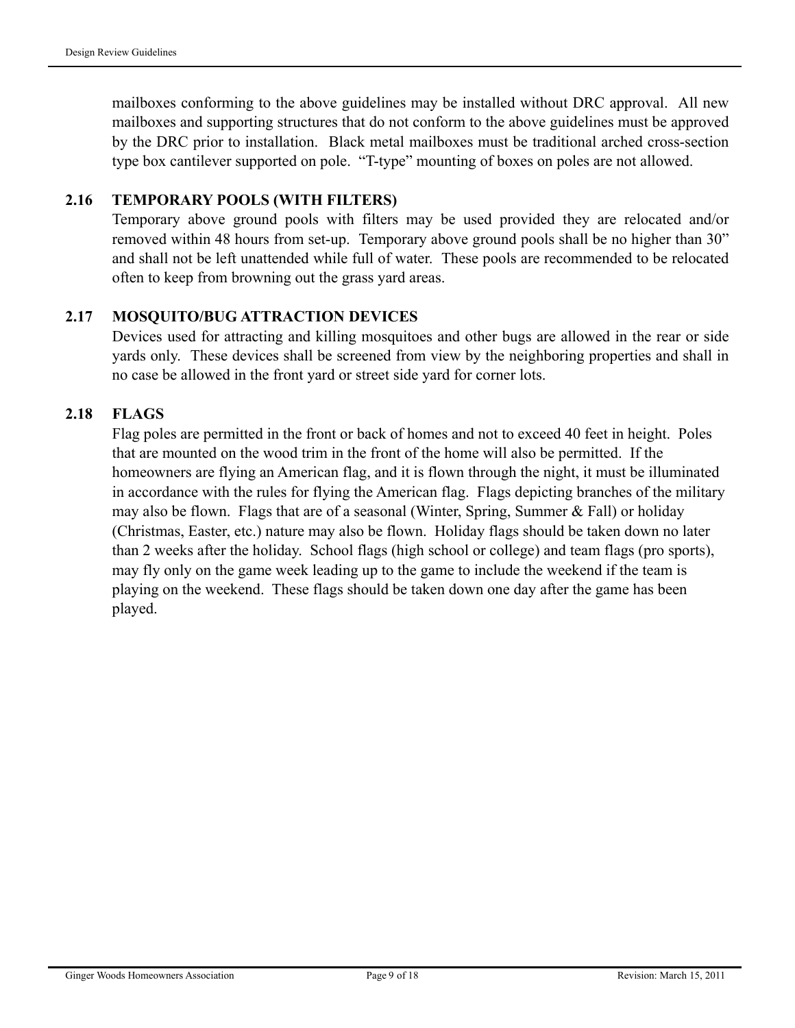mailboxes conforming to the above guidelines may be installed without DRC approval. All new mailboxes and supporting structures that do not conform to the above guidelines must be approved by the DRC prior to installation. Black metal mailboxes must be traditional arched cross-section type box cantilever supported on pole. "T-type" mounting of boxes on poles are not allowed.

### 2.16 TEMPORARY POOLS (WITH FILTERS)

Temporary above ground pools with filters may be used provided they are relocated and/or removed within 48 hours from set-up. Temporary above ground pools shall be no higher than 30" and shall not be left unattended while full of water. These pools are recommended to be relocated often to keep from browning out the grass yard areas.

### 2.17 MOSQUITO/BUG ATTRACTION DEVICES

Devices used for attracting and killing mosquitoes and other bugs are allowed in the rear or side yards only. These devices shall be screened from view by the neighboring properties and shall in no case be allowed in the front yard or street side yard for corner lots.

### 2.18 FLAGS

Flag poles are permitted in the front or back of homes and not to exceed 40 feet in height. Poles that are mounted on the wood trim in the front of the home will also be permitted. If the homeowners are flying an American flag, and it is flown through the night, it must be illuminated in accordance with the rules for flying the American flag. Flags depicting branches of the military may also be flown. Flags that are of a seasonal (Winter, Spring, Summer & Fall) or holiday (Christmas, Easter, etc.) nature may also be flown. Holiday flags should be taken down no later than 2 weeks after the holiday. School flags (high school or college) and team flags (pro sports), may fly only on the game week leading up to the game to include the weekend if the team is playing on the weekend. These flags should be taken down one day after the game has been played.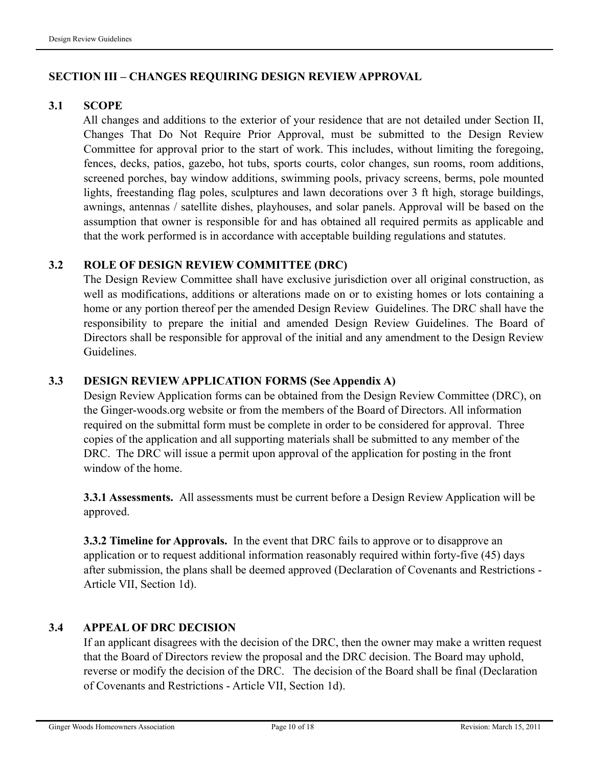## SECTION III – CHANGES REQUIRING DESIGN REVIEW APPROVAL

### 3.1 SCOPE

All changes and additions to the exterior of your residence that are not detailed under Section II, Changes That Do Not Require Prior Approval, must be submitted to the Design Review Committee for approval prior to the start of work. This includes, without limiting the foregoing, fences, decks, patios, gazebo, hot tubs, sports courts, color changes, sun rooms, room additions, screened porches, bay window additions, swimming pools, privacy screens, berms, pole mounted lights, freestanding flag poles, sculptures and lawn decorations over 3 ft high, storage buildings, awnings, antennas / satellite dishes, playhouses, and solar panels. Approval will be based on the assumption that owner is responsible for and has obtained all required permits as applicable and that the work performed is in accordance with acceptable building regulations and statutes.

### 3.2 ROLE OF DESIGN REVIEW COMMITTEE (DRC)

The Design Review Committee shall have exclusive jurisdiction over all original construction, as well as modifications, additions or alterations made on or to existing homes or lots containing a home or any portion thereof per the amended Design Review Guidelines. The DRC shall have the responsibility to prepare the initial and amended Design Review Guidelines. The Board of Directors shall be responsible for approval of the initial and any amendment to the Design Review Guidelines.

### 3.3 DESIGN REVIEW APPLICATION FORMS (See Appendix A)

Design Review Application forms can be obtained from the Design Review Committee (DRC), on the Ginger-woods.org website or from the members of the Board of Directors. All information required on the submittal form must be complete in order to be considered for approval. Three copies of the application and all supporting materials shall be submitted to any member of the DRC. The DRC will issue a permit upon approval of the application for posting in the front window of the home.

**3.3.1 Assessments.** All assessments must be current before a Design Review Application will be approved.

**3.3.2 Timeline for Approvals.** In the event that DRC fails to approve or to disapprove an application or to request additional information reasonably required within forty-five (45) days after submission, the plans shall be deemed approved (Declaration of Covenants and Restrictions - Article VII, Section 1d).

### 3.4 APPEAL OF DRC DECISION

If an applicant disagrees with the decision of the DRC, then the owner may make a written request that the Board of Directors review the proposal and the DRC decision. The Board may uphold, reverse or modify the decision of the DRC. The decision of the Board shall be final (Declaration of Covenants and Restrictions - Article VII, Section 1d).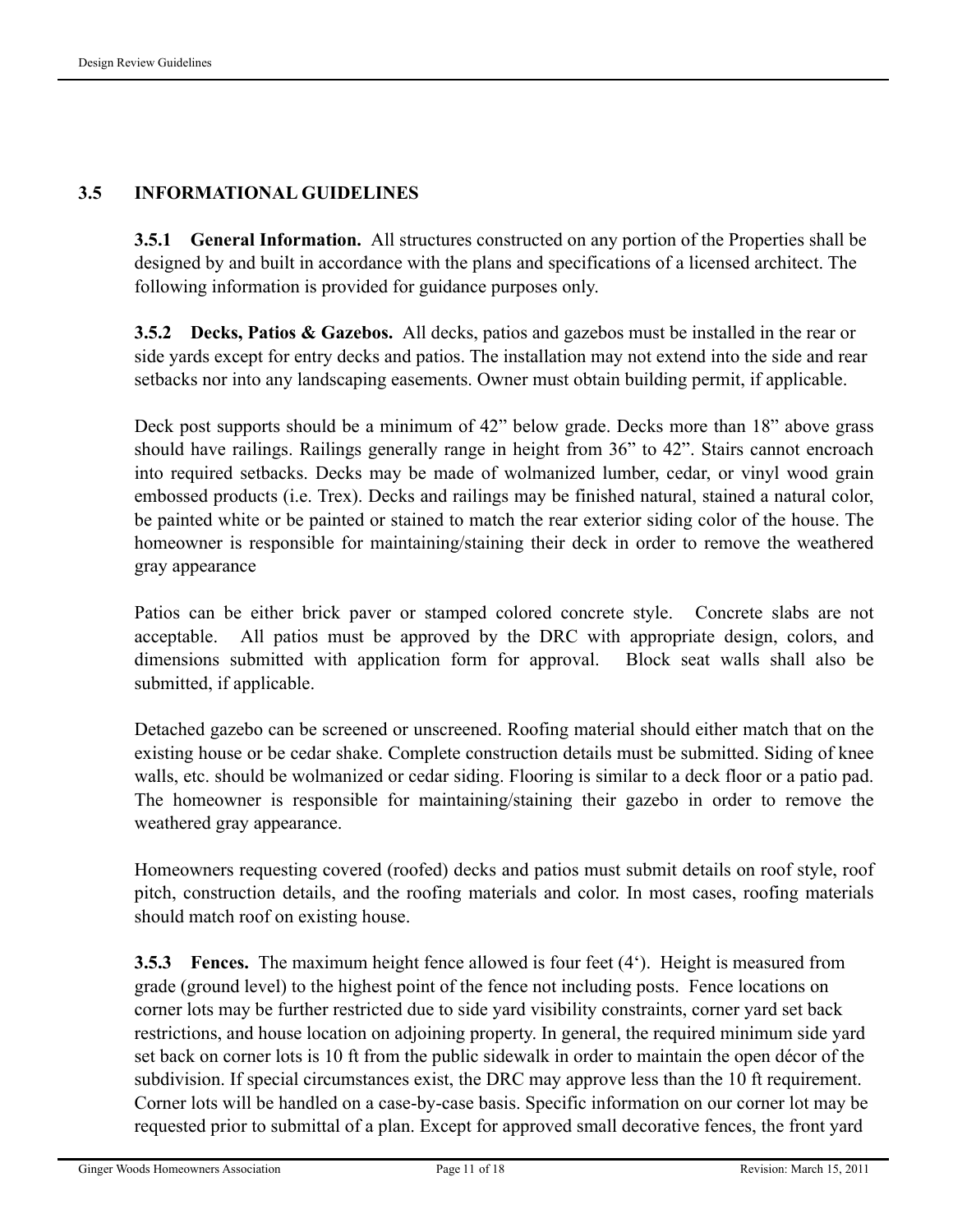## 3.5 INFORMATIONAL GUIDELINES

**3.5.1 General Information.** All structures constructed on any portion of the Properties shall be designed by and built in accordance with the plans and specifications of a licensed architect. The following information is provided for guidance purposes only.

**3.5.2 Decks, Patios & Gazebos.** All decks, patios and gazebos must be installed in the rear or side yards except for entry decks and patios. The installation may not extend into the side and rear setbacks nor into any landscaping easements. Owner must obtain building permit, if applicable.

Deck post supports should be a minimum of 42" below grade. Decks more than 18" above grass should have railings. Railings generally range in height from 36" to 42". Stairs cannot encroach into required setbacks. Decks may be made of wolmanized lumber, cedar, or vinyl wood grain embossed products (i.e. Trex). Decks and railings may be finished natural, stained a natural color, be painted white or be painted or stained to match the rear exterior siding color of the house. The homeowner is responsible for maintaining/staining their deck in order to remove the weathered gray appearance

Patios can be either brick paver or stamped colored concrete style. Concrete slabs are not acceptable. All patios must be approved by the DRC with appropriate design, colors, and dimensions submitted with application form for approval. Block seat walls shall also be submitted, if applicable.

Detached gazebo can be screened or unscreened. Roofing material should either match that on the existing house or be cedar shake. Complete construction details must be submitted. Siding of knee walls, etc. should be wolmanized or cedar siding. Flooring is similar to a deck floor or a patio pad. The homeowner is responsible for maintaining/staining their gazebo in order to remove the weathered gray appearance.

Homeowners requesting covered (roofed) decks and patios must submit details on roof style, roof pitch, construction details, and the roofing materials and color. In most cases, roofing materials should match roof on existing house.

**3.5.3 Fences.** The maximum height fence allowed is four feet (4'). Height is measured from grade (ground level) to the highest point of the fence not including posts. Fence locations on corner lots may be further restricted due to side yard visibility constraints, corner yard set back restrictions, and house location on adjoining property. In general, the required minimum side yard set back on corner lots is 10 ft from the public sidewalk in order to maintain the open décor of the subdivision. If special circumstances exist, the DRC may approve less than the 10 ft requirement. Corner lots will be handled on a case-by-case basis. Specific information on our corner lot may be requested prior to submittal of a plan. Except for approved small decorative fences, the front yard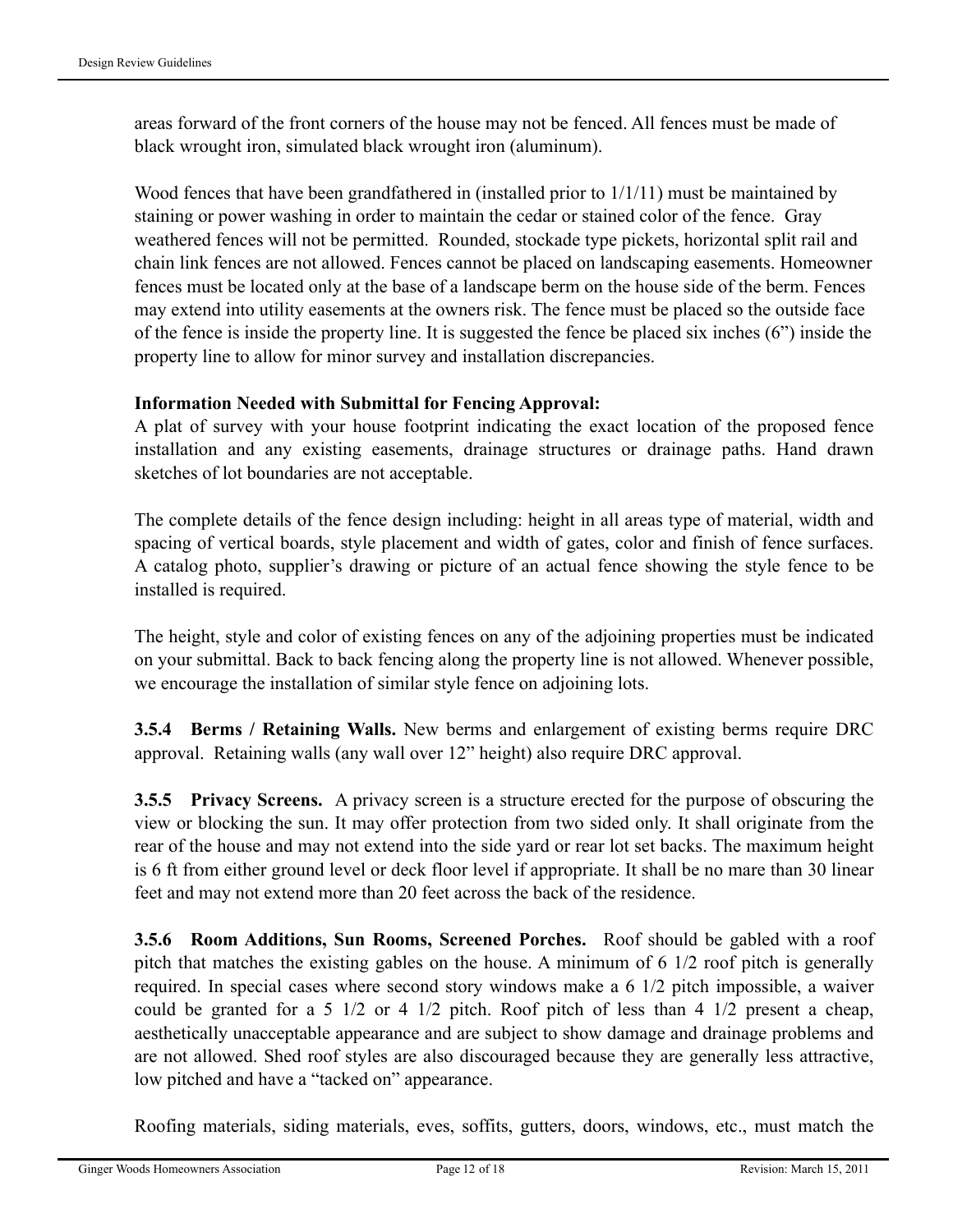areas forward of the front corners of the house may not be fenced. All fences must be made of black wrought iron, simulated black wrought iron (aluminum).

Wood fences that have been grandfathered in (installed prior to 1/1/11) must be maintained by staining or power washing in order to maintain the cedar or stained color of the fence. Gray weathered fences will not be permitted. Rounded, stockade type pickets, horizontal split rail and chain link fences are not allowed. Fences cannot be placed on landscaping easements. Homeowner fences must be located only at the base of a landscape berm on the house side of the berm. Fences may extend into utility easements at the owners risk. The fence must be placed so the outside face of the fence is inside the property line. It is suggested the fence be placed six inches (6") inside the property line to allow for minor survey and installation discrepancies.

**Information Needed with Submittal for Fencing Approval:**
A plat of survey with your house footprint indicating the exact location of the proposed fence installation and any existing easements, drainage structures or drainage paths. Hand drawn sketches of lot boundaries are not acceptable.

The complete details of the fence design including: height in all areas type of material, width and spacing of vertical boards, style placement and width of gates, color and finish of fence surfaces. A catalog photo, supplier's drawing or picture of an actual fence showing the style fence to be installed is required.

The height, style and color of existing fences on any of the adjoining properties must be indicated on your submittal. Back to back fencing along the property line is not allowed. Whenever possible, we encourage the installation of similar style fence on adjoining lots.

**3.5.4 Berms / Retaining Walls.** New berms and enlargement of existing berms require DRC approval. Retaining walls (any wall over 12" height) also require DRC approval.

**3.5.5 Privacy Screens.** A privacy screen is a structure erected for the purpose of obscuring the view or blocking the sun. It may offer protection from two sided only. It shall originate from the rear of the house and may not extend into the side yard or rear lot set backs. The maximum height is 6 ft from either ground level or deck floor level if appropriate. It shall be no mare than 30 linear feet and may not extend more than 20 feet across the back of the residence.

**3.5.6 Room Additions, Sun Rooms, Screened Porches.** Roof should be gabled with a roof pitch that matches the existing gables on the house. A minimum of 6 1/2 roof pitch is generally required. In special cases where second story windows make a 6 1/2 pitch impossible, a waiver could be granted for a 5 1/2 or 4 1/2 pitch. Roof pitch of less than 4 1/2 present a cheap, aesthetically unacceptable appearance and are subject to show damage and drainage problems and are not allowed. Shed roof styles are also discouraged because they are generally less attractive, low pitched and have a "tacked on" appearance.

Roofing materials, siding materials, eves, soffits, gutters, doors, windows, etc., must match the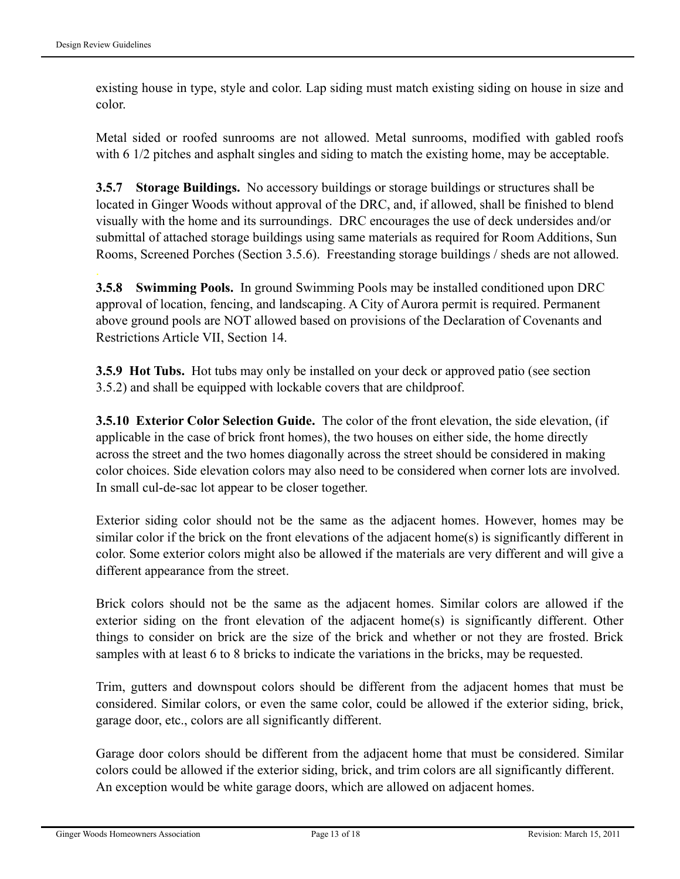existing house in type, style and color. Lap siding must match existing siding on house in size and color.

Metal sided or roofed sunrooms are not allowed. Metal sunrooms, modified with gabled roofs with 6 1/2 pitches and asphalt singles and siding to match the existing home, may be acceptable.

**3.5.7 Storage Buildings.** No accessory buildings or storage buildings or structures shall be located in Ginger Woods without approval of the DRC, and, if allowed, shall be finished to blend visually with the home and its surroundings. DRC encourages the use of deck undersides and/or submittal of attached storage buildings using same materials as required for Room Additions, Sun Rooms, Screened Porches (Section 3.5.6). Freestanding storage buildings / sheds are not allowed.

**3.5.8 Swimming Pools.** In ground Swimming Pools may be installed conditioned upon DRC approval of location, fencing, and landscaping. A City of Aurora permit is required. Permanent above ground pools are NOT allowed based on provisions of the Declaration of Covenants and Restrictions Article VII, Section 14.

**3.5.9 Hot Tubs.** Hot tubs may only be installed on your deck or approved patio (see section 3.5.2) and shall be equipped with lockable covers that are childproof.

**3.5.10 Exterior Color Selection Guide.** The color of the front elevation, the side elevation, (if applicable in the case of brick front homes), the two houses on either side, the home directly across the street and the two homes diagonally across the street should be considered in making color choices. Side elevation colors may also need to be considered when corner lots are involved. In small cul-de-sac lot appear to be closer together.

Exterior siding color should not be the same as the adjacent homes. However, homes may be similar color if the brick on the front elevations of the adjacent home(s) is significantly different in color. Some exterior colors might also be allowed if the materials are very different and will give a different appearance from the street.

Brick colors should not be the same as the adjacent homes. Similar colors are allowed if the exterior siding on the front elevation of the adjacent home(s) is significantly different. Other things to consider on brick are the size of the brick and whether or not they are frosted. Brick samples with at least 6 to 8 bricks to indicate the variations in the bricks, may be requested.

Trim, gutters and downspout colors should be different from the adjacent homes that must be considered. Similar colors, or even the same color, could be allowed if the exterior siding, brick, garage door, etc., colors are all significantly different.

Garage door colors should be different from the adjacent home that must be considered. Similar colors could be allowed if the exterior siding, brick, and trim colors are all significantly different. An exception would be white garage doors, which are allowed on adjacent homes.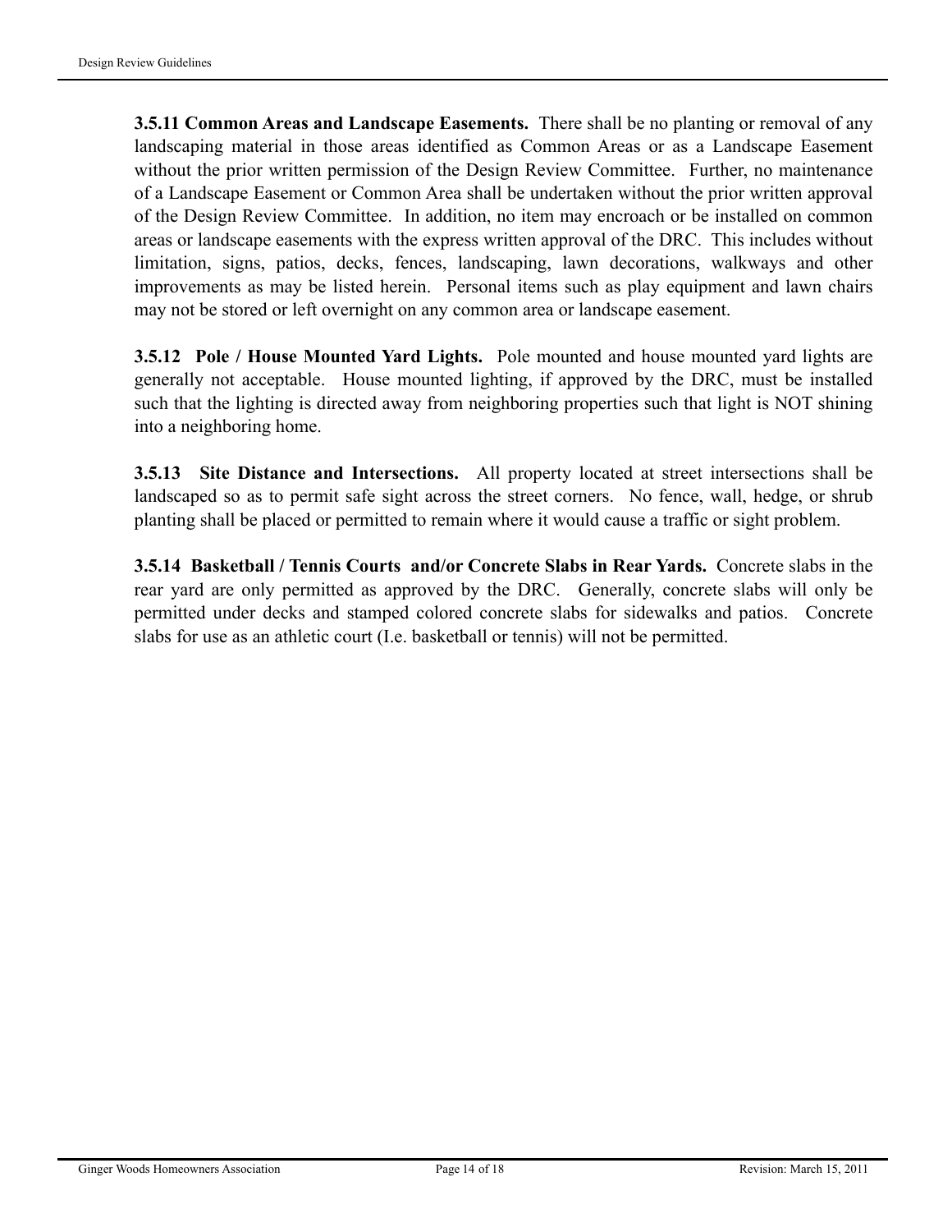**3.5.11 Common Areas and Landscape Easements.** There shall be no planting or removal of any landscaping material in those areas identified as Common Areas or as a Landscape Easement without the prior written permission of the Design Review Committee. Further, no maintenance of a Landscape Easement or Common Area shall be undertaken without the prior written approval of the Design Review Committee. In addition, no item may encroach or be installed on common areas or landscape easements with the express written approval of the DRC. This includes without limitation, signs, patios, decks, fences, landscaping, lawn decorations, walkways and other improvements as may be listed herein. Personal items such as play equipment and lawn chairs may not be stored or left overnight on any common area or landscape easement.

**3.5.12 Pole / House Mounted Yard Lights.** Pole mounted and house mounted yard lights are generally not acceptable. House mounted lighting, if approved by the DRC, must be installed such that the lighting is directed away from neighboring properties such that light is NOT shining into a neighboring home.

**3.5.13 Site Distance and Intersections.** All property located at street intersections shall be landscaped so as to permit safe sight across the street corners. No fence, wall, hedge, or shrub planting shall be placed or permitted to remain where it would cause a traffic or sight problem.

**3.5.14 Basketball / Tennis Courts and/or Concrete Slabs in Rear Yards.** Concrete slabs in the rear yard are only permitted as approved by the DRC. Generally, concrete slabs will only be permitted under decks and stamped colored concrete slabs for sidewalks and patios. Concrete slabs for use as an athletic court (I.e. basketball or tennis) will not be permitted.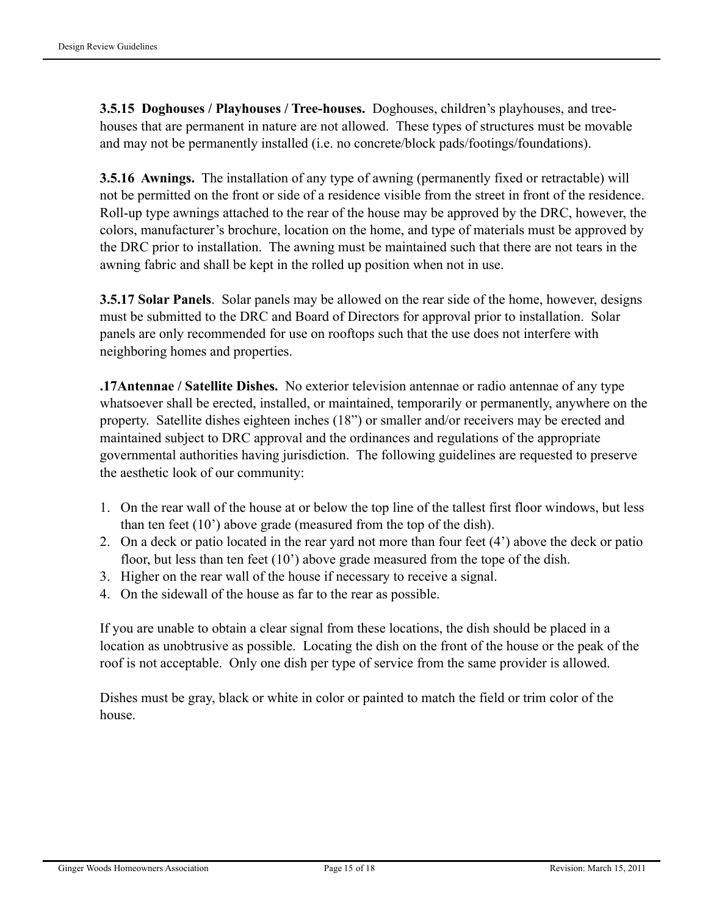**3.5.15 Doghouses / Playhouses / Tree-houses.** Doghouses, children's playhouses, and tree-houses that are permanent in nature are not allowed. These types of structures must be movable and may not be permanently installed (i.e. no concrete/block pads/footings/foundations).

**3.5.16 Awnings.** The installation of any type of awning (permanently fixed or retractable) will not be permitted on the front or side of a residence visible from the street in front of the residence. Roll-up type awnings attached to the rear of the house may be approved by the DRC, however, the colors, manufacturer's brochure, location on the home, and type of materials must be approved by the DRC prior to installation. The awning must be maintained such that there are not tears in the awning fabric and shall be kept in the rolled up position when not in use.

**3.5.17 Solar Panels**. Solar panels may be allowed on the rear side of the home, however, designs must be submitted to the DRC and Board of Directors for approval prior to installation. Solar panels are only recommended for use on rooftops such that the use does not interfere with neighboring homes and properties.

**.17Antennae / Satellite Dishes.** No exterior television antennae or radio antennae of any type whatsoever shall be erected, installed, or maintained, temporarily or permanently, anywhere on the property. Satellite dishes eighteen inches (18") or smaller and/or receivers may be erected and maintained subject to DRC approval and the ordinances and regulations of the appropriate governmental authorities having jurisdiction. The following guidelines are requested to preserve the aesthetic look of our community:

1. On the rear wall of the house at or below the top line of the tallest first floor windows, but less than ten feet (10') above grade (measured from the top of the dish).
2. On a deck or patio located in the rear yard not more than four feet (4') above the deck or patio floor, but less than ten feet (10') above grade measured from the tope of the dish.
3. Higher on the rear wall of the house if necessary to receive a signal.
4. On the sidewall of the house as far to the rear as possible.

If you are unable to obtain a clear signal from these locations, the dish should be placed in a location as unobtrusive as possible. Locating the dish on the front of the house or the peak of the roof is not acceptable. Only one dish per type of service from the same provider is allowed.

Dishes must be gray, black or white in color or painted to match the field or trim color of the house.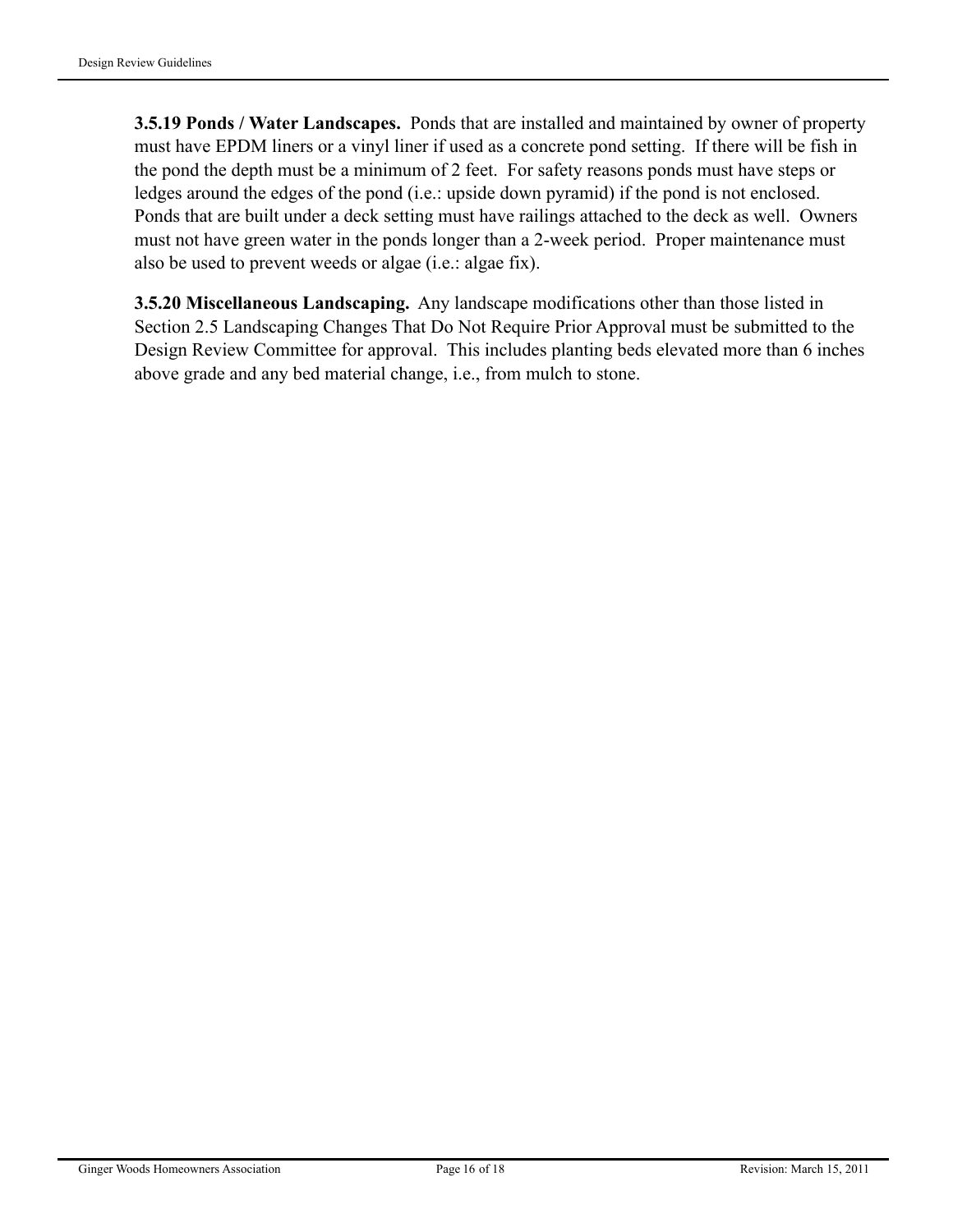**3.5.19 Ponds / Water Landscapes.** Ponds that are installed and maintained by owner of property must have EPDM liners or a vinyl liner if used as a concrete pond setting. If there will be fish in the pond the depth must be a minimum of 2 feet. For safety reasons ponds must have steps or ledges around the edges of the pond (i.e.: upside down pyramid) if the pond is not enclosed. Ponds that are built under a deck setting must have railings attached to the deck as well. Owners must not have green water in the ponds longer than a 2-week period. Proper maintenance must also be used to prevent weeds or algae (i.e.: algae fix).

**3.5.20 Miscellaneous Landscaping.** Any landscape modifications other than those listed in Section 2.5 Landscaping Changes That Do Not Require Prior Approval must be submitted to the Design Review Committee for approval. This includes planting beds elevated more than 6 inches above grade and any bed material change, i.e., from mulch to stone.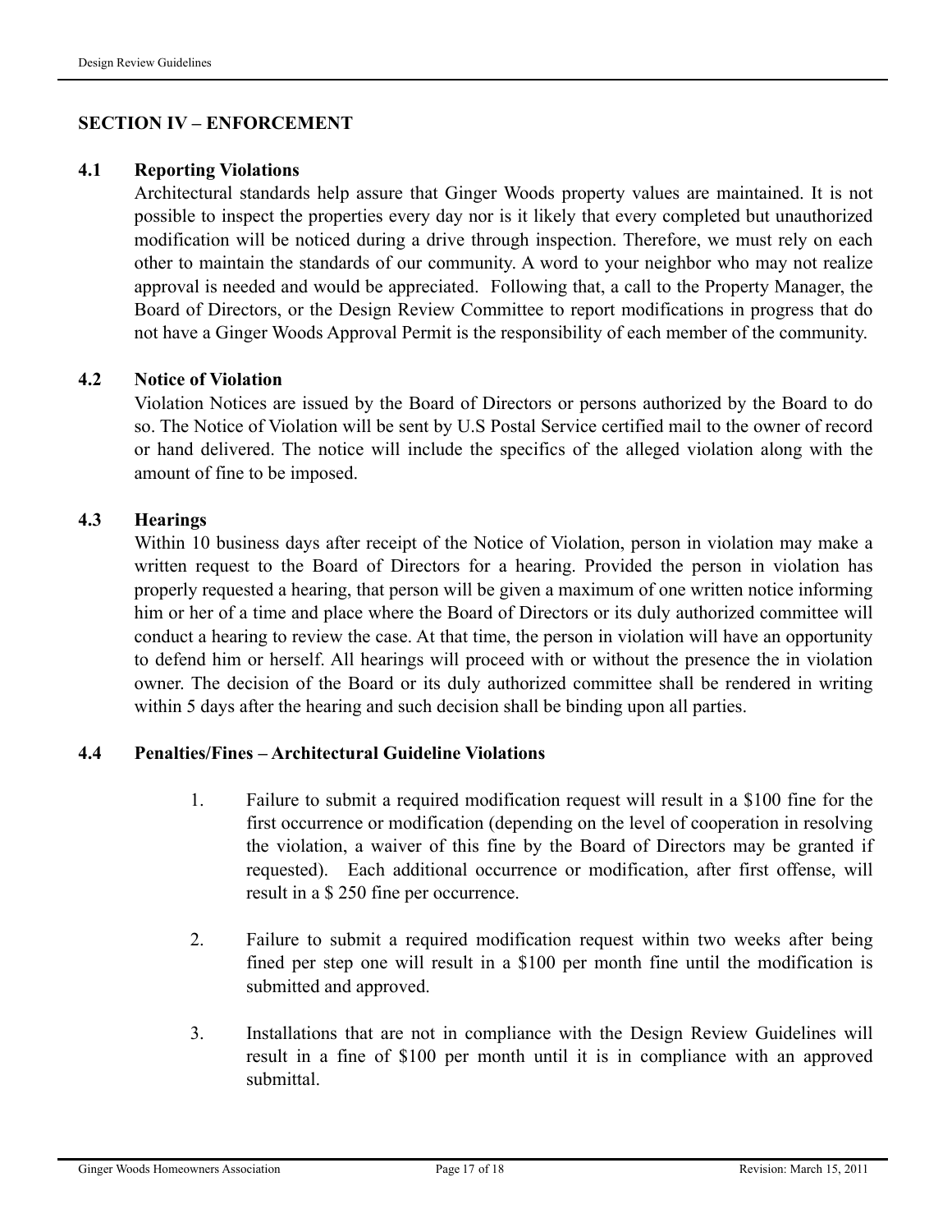## SECTION IV – ENFORCEMENT

### 4.1 Reporting Violations

Architectural standards help assure that Ginger Woods property values are maintained. It is not possible to inspect the properties every day nor is it likely that every completed but unauthorized modification will be noticed during a drive through inspection. Therefore, we must rely on each other to maintain the standards of our community. A word to your neighbor who may not realize approval is needed and would be appreciated. Following that, a call to the Property Manager, the Board of Directors, or the Design Review Committee to report modifications in progress that do not have a Ginger Woods Approval Permit is the responsibility of each member of the community.

### 4.2 Notice of Violation

Violation Notices are issued by the Board of Directors or persons authorized by the Board to do so. The Notice of Violation will be sent by U.S Postal Service certified mail to the owner of record or hand delivered. The notice will include the specifics of the alleged violation along with the amount of fine to be imposed.

### 4.3 Hearings

Within 10 business days after receipt of the Notice of Violation, person in violation may make a written request to the Board of Directors for a hearing. Provided the person in violation has properly requested a hearing, that person will be given a maximum of one written notice informing him or her of a time and place where the Board of Directors or its duly authorized committee will conduct a hearing to review the case. At that time, the person in violation will have an opportunity to defend him or herself. All hearings will proceed with or without the presence the in violation owner. The decision of the Board or its duly authorized committee shall be rendered in writing within 5 days after the hearing and such decision shall be binding upon all parties.

### 4.4 Penalties/Fines – Architectural Guideline Violations

1. Failure to submit a required modification request will result in a $100 fine for the first occurrence or modification (depending on the level of cooperation in resolving the violation, a waiver of this fine by the Board of Directors may be granted if requested). Each additional occurrence or modification, after first offense, will result in a $ 250 fine per occurrence.

2. Failure to submit a required modification request within two weeks after being fined per step one will result in a $100 per month fine until the modification is submitted and approved.

3. Installations that are not in compliance with the Design Review Guidelines will result in a fine of $100 per month until it is in compliance with an approved submittal.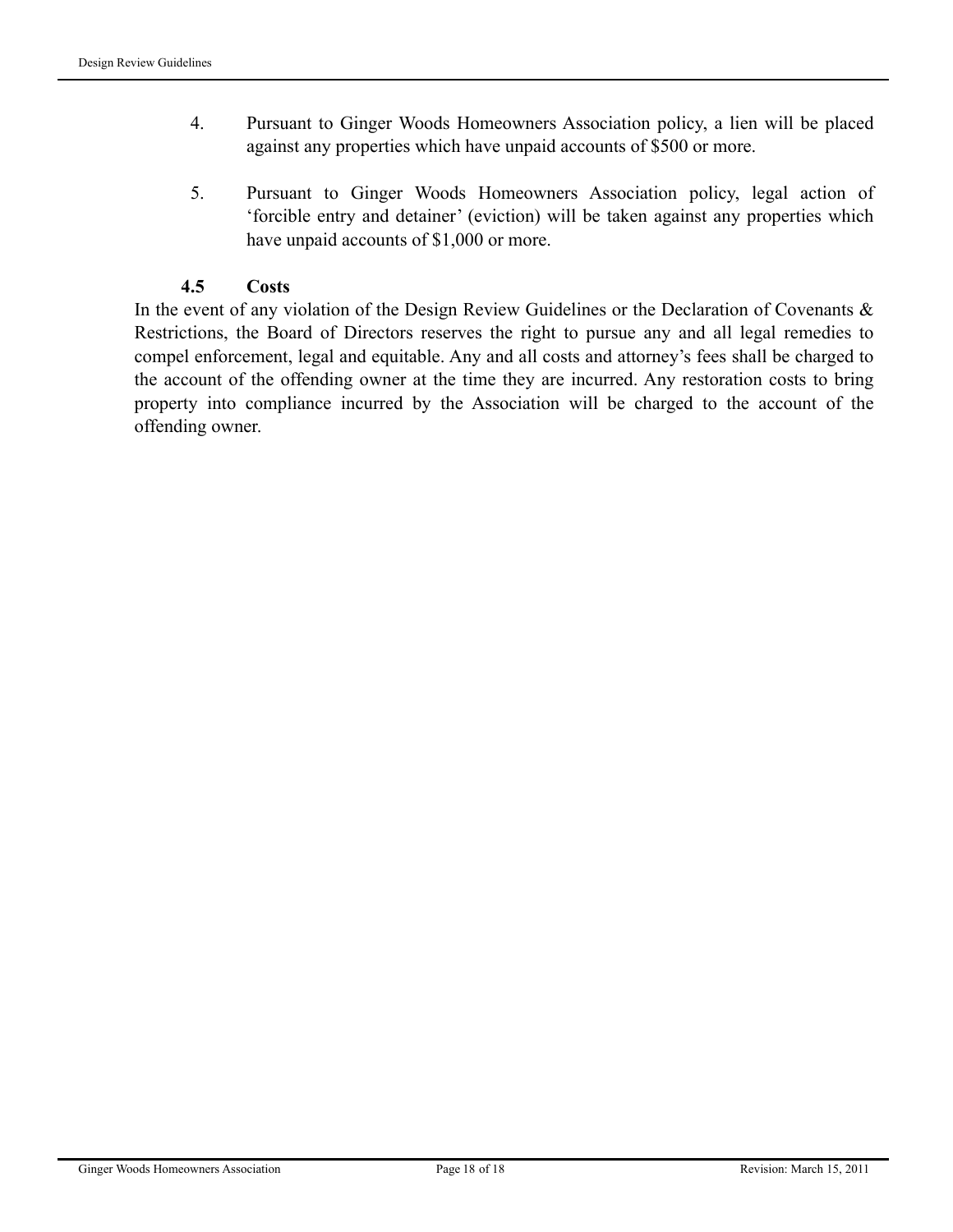4. Pursuant to Ginger Woods Homeowners Association policy, a lien will be placed against any properties which have unpaid accounts of $500 or more.

5. Pursuant to Ginger Woods Homeowners Association policy, legal action of 'forcible entry and detainer' (eviction) will be taken against any properties which have unpaid accounts of $1,000 or more.

### 4.5 Costs

In the event of any violation of the Design Review Guidelines or the Declaration of Covenants & Restrictions, the Board of Directors reserves the right to pursue any and all legal remedies to compel enforcement, legal and equitable. Any and all costs and attorney's fees shall be charged to the account of the offending owner at the time they are incurred. Any restoration costs to bring property into compliance incurred by the Association will be charged to the account of the offending owner.